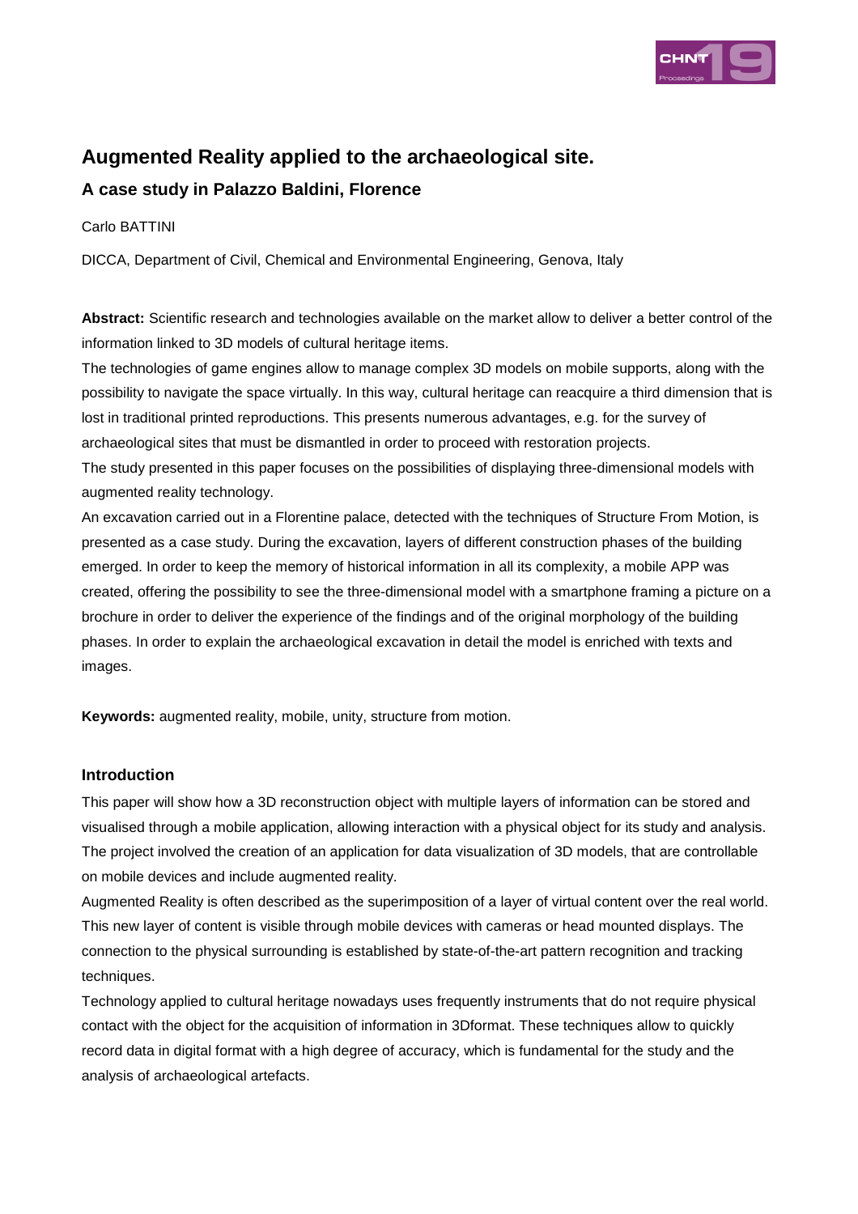# Augmented Reality applied to the archaeological site.

## A case study in Palazzo Baldini, Florence

Carlo BATTINI

DICCA, Department of Civil, Chemical and Environmental Engineering, Genova, Italy

**Abstract:** Scientific research and technologies available on the market allow to deliver a better control of the information linked to 3D models of cultural heritage items.

The technologies of game engines allow to manage complex 3D models on mobile supports, along with the possibility to navigate the space virtually. In this way, cultural heritage can reacquire a third dimension that is lost in traditional printed reproductions. This presents numerous advantages, e.g. for the survey of archaeological sites that must be dismantled in order to proceed with restoration projects.

The study presented in this paper focuses on the possibilities of displaying three-dimensional models with augmented reality technology.

An excavation carried out in a Florentine palace, detected with the techniques of Structure From Motion, is presented as a case study. During the excavation, layers of different construction phases of the building emerged. In order to keep the memory of historical information in all its complexity, a mobile APP was created, offering the possibility to see the three-dimensional model with a smartphone framing a picture on a brochure in order to deliver the experience of the findings and of the original morphology of the building phases. In order to explain the archaeological excavation in detail the model is enriched with texts and images.

**Keywords:** augmented reality, mobile, unity, structure from motion.

### Introduction

This paper will show how a 3D reconstruction object with multiple layers of information can be stored and visualised through a mobile application, allowing interaction with a physical object for its study and analysis. The project involved the creation of an application for data visualization of 3D models, that are controllable on mobile devices and include augmented reality.

Augmented Reality is often described as the superimposition of a layer of virtual content over the real world. This new layer of content is visible through mobile devices with cameras or head mounted displays. The connection to the physical surrounding is established by state-of-the-art pattern recognition and tracking techniques.

Technology applied to cultural heritage nowadays uses frequently instruments that do not require physical contact with the object for the acquisition of information in 3Dformat. These techniques allow to quickly record data in digital format with a high degree of accuracy, which is fundamental for the study and the analysis of archaeological artefacts.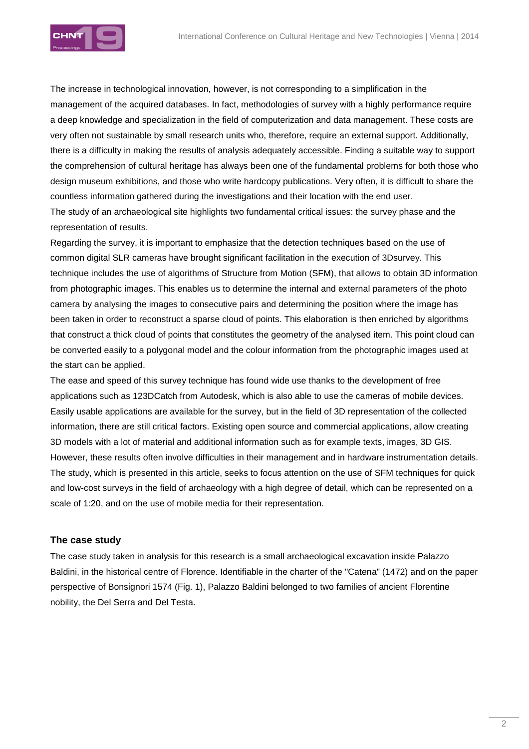The increase in technological innovation, however, is not corresponding to a simplification in the management of the acquired databases. In fact, methodologies of survey with a highly performance require a deep knowledge and specialization in the field of computerization and data management. These costs are very often not sustainable by small research units who, therefore, require an external support. Additionally, there is a difficulty in making the results of analysis adequately accessible. Finding a suitable way to support the comprehension of cultural heritage has always been one of the fundamental problems for both those who design museum exhibitions, and those who write hardcopy publications. Very often, it is difficult to share the countless information gathered during the investigations and their location with the end user.
The study of an archaeological site highlights two fundamental critical issues: the survey phase and the representation of results.
Regarding the survey, it is important to emphasize that the detection techniques based on the use of common digital SLR cameras have brought significant facilitation in the execution of 3Dsurvey. This technique includes the use of algorithms of Structure from Motion (SFM), that allows to obtain 3D information from photographic images. This enables us to determine the internal and external parameters of the photo camera by analysing the images to consecutive pairs and determining the position where the image has been taken in order to reconstruct a sparse cloud of points. This elaboration is then enriched by algorithms that construct a thick cloud of points that constitutes the geometry of the analysed item. This point cloud can be converted easily to a polygonal model and the colour information from the photographic images used at the start can be applied.
The ease and speed of this survey technique has found wide use thanks to the development of free applications such as 123DCatch from Autodesk, which is also able to use the cameras of mobile devices. Easily usable applications are available for the survey, but in the field of 3D representation of the collected information, there are still critical factors. Existing open source and commercial applications, allow creating 3D models with a lot of material and additional information such as for example texts, images, 3D GIS. However, these results often involve difficulties in their management and in hardware instrumentation details. The study, which is presented in this article, seeks to focus attention on the use of SFM techniques for quick and low-cost surveys in the field of archaeology with a high degree of detail, which can be represented on a scale of 1:20, and on the use of mobile media for their representation.

## The case study

The case study taken in analysis for this research is a small archaeological excavation inside Palazzo Baldini, in the historical centre of Florence. Identifiable in the charter of the "Catena" (1472) and on the paper perspective of Bonsignori 1574 (Fig. 1), Palazzo Baldini belonged to two families of ancient Florentine nobility, the Del Serra and Del Testa.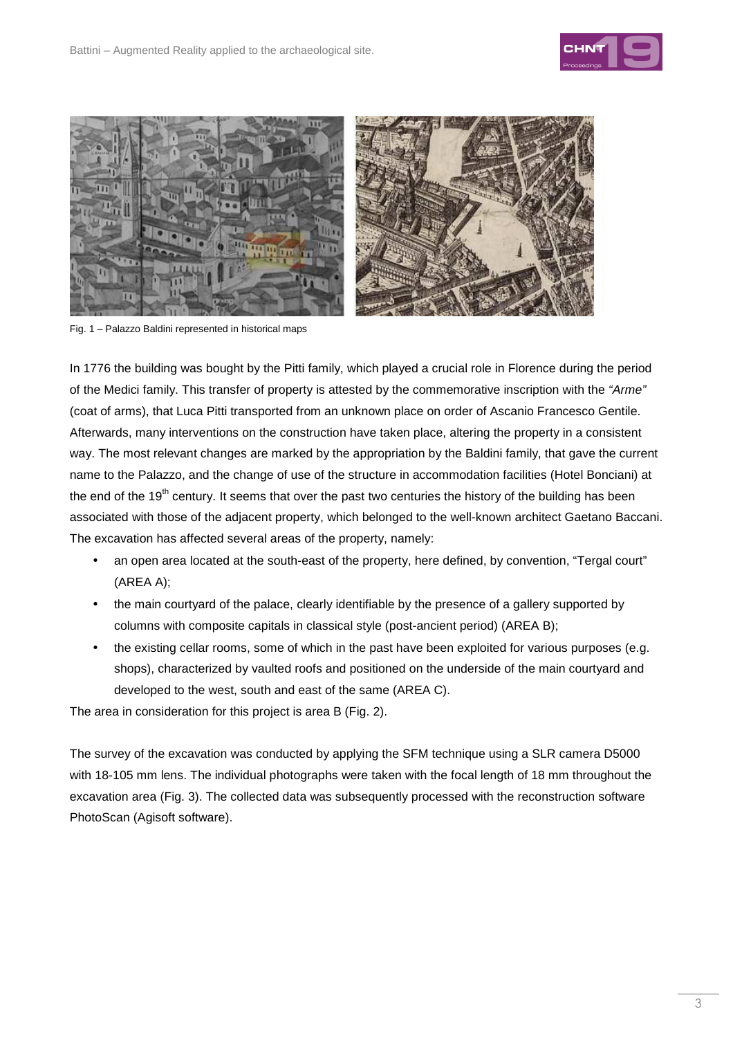Fig. 1 – Palazzo Baldini represented in historical maps

In 1776 the building was bought by the Pitti family, which played a crucial role in Florence during the period of the Medici family. This transfer of property is attested by the commemorative inscription with the *"Arme"* (coat of arms), that Luca Pitti transported from an unknown place on order of Ascanio Francesco Gentile. Afterwards, many interventions on the construction have taken place, altering the property in a consistent way. The most relevant changes are marked by the appropriation by the Baldini family, that gave the current name to the Palazzo, and the change of use of the structure in accommodation facilities (Hotel Bonciani) at the end of the 19th century. It seems that over the past two centuries the history of the building has been associated with those of the adjacent property, which belonged to the well-known architect Gaetano Baccani. The excavation has affected several areas of the property, namely:

- an open area located at the south-east of the property, here defined, by convention, "Tergal court" (AREA A);
- the main courtyard of the palace, clearly identifiable by the presence of a gallery supported by columns with composite capitals in classical style (post-ancient period) (AREA B);
- the existing cellar rooms, some of which in the past have been exploited for various purposes (e.g. shops), characterized by vaulted roofs and positioned on the underside of the main courtyard and developed to the west, south and east of the same (AREA C).

The area in consideration for this project is area B (Fig. 2).

The survey of the excavation was conducted by applying the SFM technique using a SLR camera D5000 with 18-105 mm lens. The individual photographs were taken with the focal length of 18 mm throughout the excavation area (Fig. 3). The collected data was subsequently processed with the reconstruction software PhotoScan (Agisoft software).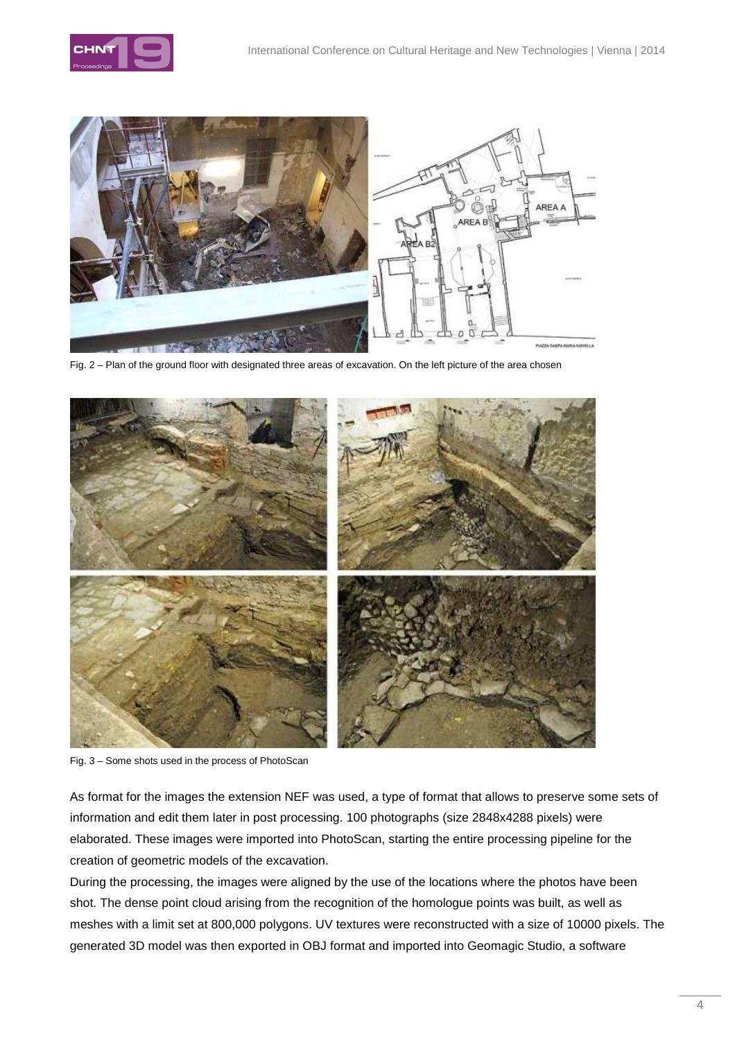Fig. 2 – Plan of the ground floor with designated three areas of excavation. On the left picture of the area chosen

Fig. 3 – Some shots used in the process of PhotoScan

As format for the images the extension NEF was used, a type of format that allows to preserve some sets of information and edit them later in post processing. 100 photographs (size 2848x4288 pixels) were elaborated. These images were imported into PhotoScan, starting the entire processing pipeline for the creation of geometric models of the excavation.

During the processing, the images were aligned by the use of the locations where the photos have been shot. The dense point cloud arising from the recognition of the homologue points was built, as well as meshes with a limit set at 800,000 polygons. UV textures were reconstructed with a size of 10000 pixels. The generated 3D model was then exported in OBJ format and imported into Geomagic Studio, a software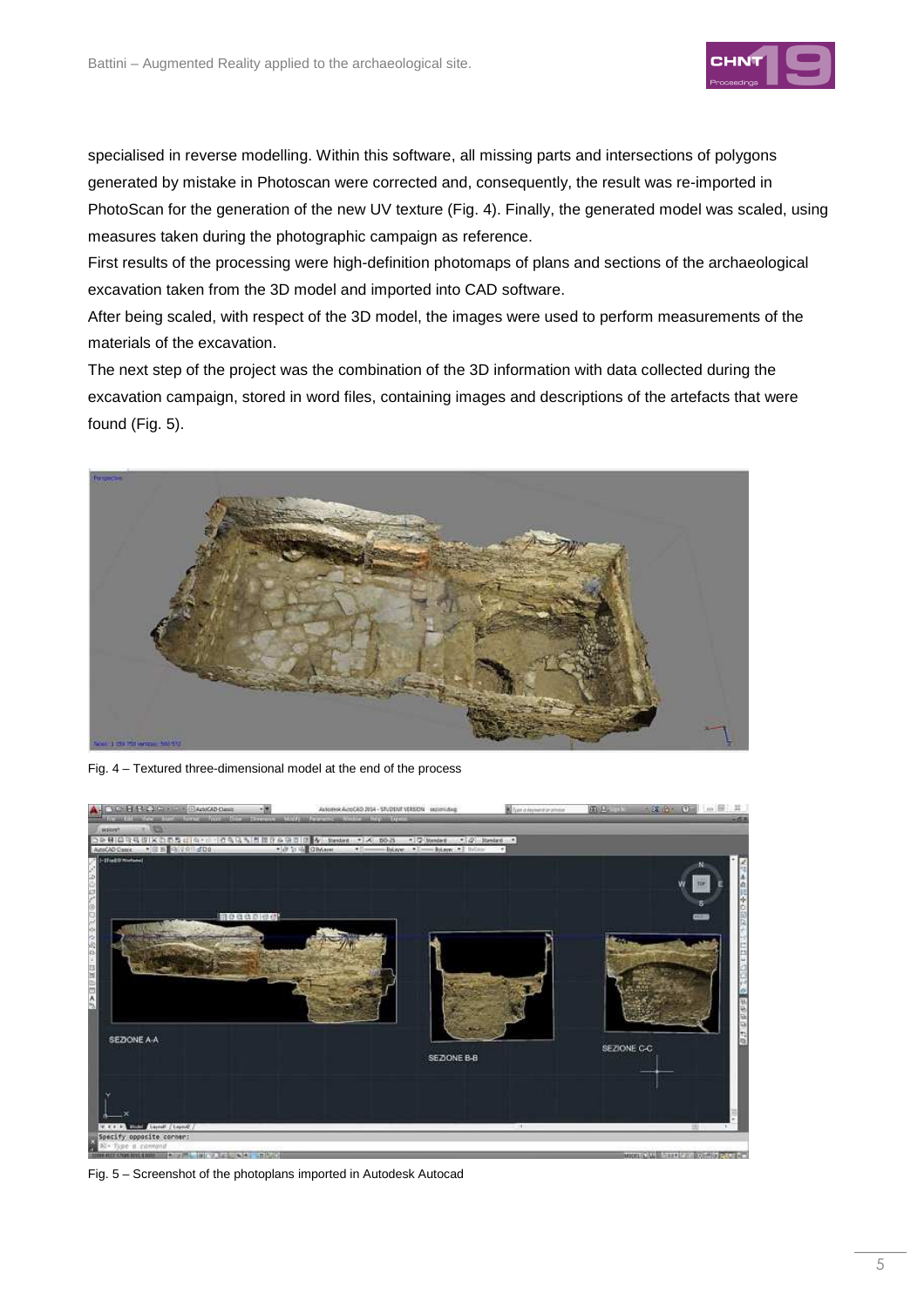specialised in reverse modelling. Within this software, all missing parts and intersections of polygons generated by mistake in Photoscan were corrected and, consequently, the result was re-imported in PhotoScan for the generation of the new UV texture (Fig. 4). Finally, the generated model was scaled, using measures taken during the photographic campaign as reference.

First results of the processing were high-definition photomaps of plans and sections of the archaeological excavation taken from the 3D model and imported into CAD software.

After being scaled, with respect of the 3D model, the images were used to perform measurements of the materials of the excavation.

The next step of the project was the combination of the 3D information with data collected during the excavation campaign, stored in word files, containing images and descriptions of the artefacts that were found (Fig. 5).

Fig. 4 – Textured three-dimensional model at the end of the process

Fig. 5 – Screenshot of the photoplans imported in Autodesk Autocad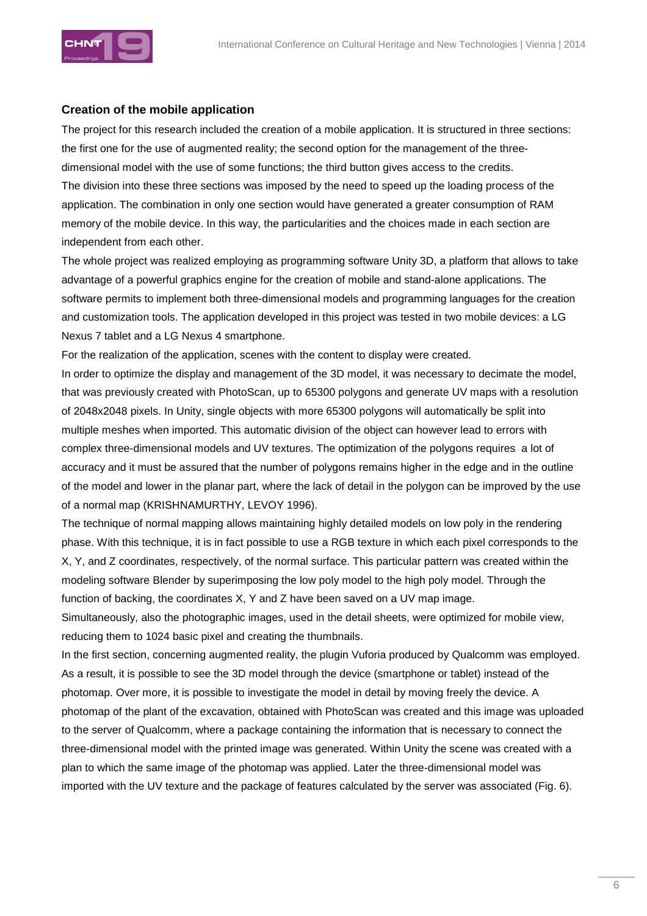### Creation of the mobile application

The project for this research included the creation of a mobile application. It is structured in three sections: the first one for the use of augmented reality; the second option for the management of the three-dimensional model with the use of some functions; the third button gives access to the credits.
The division into these three sections was imposed by the need to speed up the loading process of the application. The combination in only one section would have generated a greater consumption of RAM memory of the mobile device. In this way, the particularities and the choices made in each section are independent from each other.
The whole project was realized employing as programming software Unity 3D, a platform that allows to take advantage of a powerful graphics engine for the creation of mobile and stand-alone applications. The software permits to implement both three-dimensional models and programming languages for the creation and customization tools. The application developed in this project was tested in two mobile devices: a LG Nexus 7 tablet and a LG Nexus 4 smartphone.
For the realization of the application, scenes with the content to display were created.
In order to optimize the display and management of the 3D model, it was necessary to decimate the model, that was previously created with PhotoScan, up to 65300 polygons and generate UV maps with a resolution of 2048x2048 pixels. In Unity, single objects with more 65300 polygons will automatically be split into multiple meshes when imported. This automatic division of the object can however lead to errors with complex three-dimensional models and UV textures. The optimization of the polygons requires a lot of accuracy and it must be assured that the number of polygons remains higher in the edge and in the outline of the model and lower in the planar part, where the lack of detail in the polygon can be improved by the use of a normal map (KRISHNAMURTHY, LEVOY 1996).
The technique of normal mapping allows maintaining highly detailed models on low poly in the rendering phase. With this technique, it is in fact possible to use a RGB texture in which each pixel corresponds to the X, Y, and Z coordinates, respectively, of the normal surface. This particular pattern was created within the modeling software Blender by superimposing the low poly model to the high poly model. Through the function of backing, the coordinates X, Y and Z have been saved on a UV map image.
Simultaneously, also the photographic images, used in the detail sheets, were optimized for mobile view, reducing them to 1024 basic pixel and creating the thumbnails.
In the first section, concerning augmented reality, the plugin Vuforia produced by Qualcomm was employed. As a result, it is possible to see the 3D model through the device (smartphone or tablet) instead of the photomap. Over more, it is possible to investigate the model in detail by moving freely the device. A photomap of the plant of the excavation, obtained with PhotoScan was created and this image was uploaded to the server of Qualcomm, where a package containing the information that is necessary to connect the three-dimensional model with the printed image was generated. Within Unity the scene was created with a plan to which the same image of the photomap was applied. Later the three-dimensional model was imported with the UV texture and the package of features calculated by the server was associated (Fig. 6).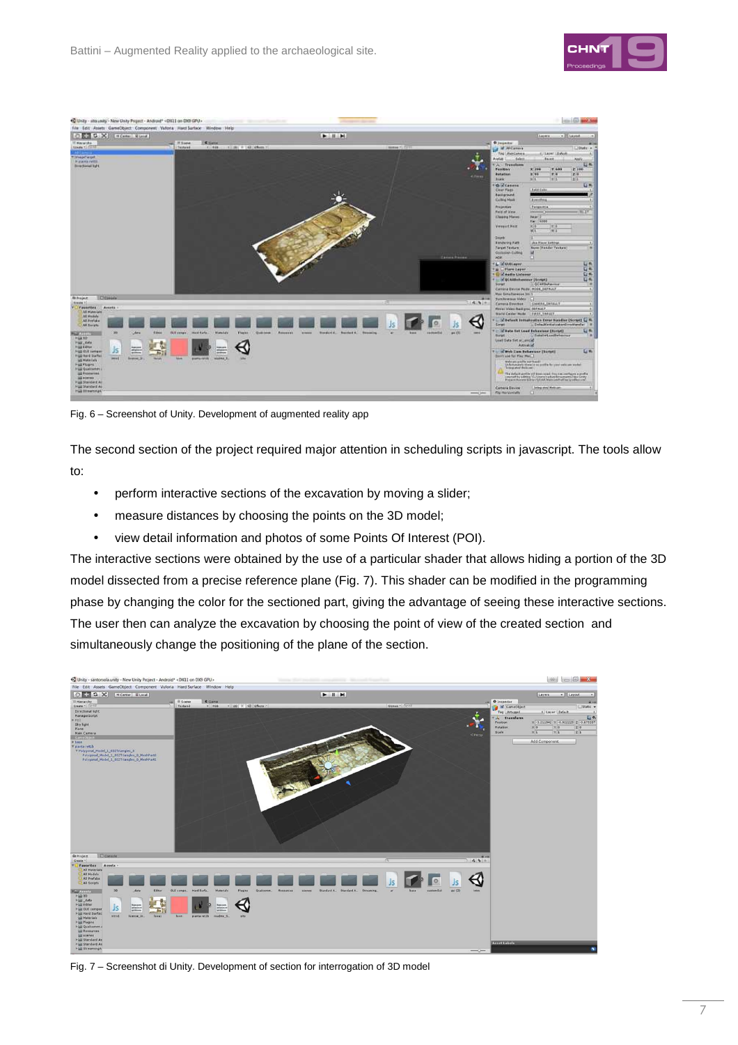Fig. 6 – Screenshot of Unity. Development of augmented reality app

The second section of the project required major attention in scheduling scripts in javascript. The tools allow to:

- perform interactive sections of the excavation by moving a slider;
- measure distances by choosing the points on the 3D model;
- view detail information and photos of some Points Of Interest (POI).

The interactive sections were obtained by the use of a particular shader that allows hiding a portion of the 3D model dissected from a precise reference plane (Fig. 7). This shader can be modified in the programming phase by changing the color for the sectioned part, giving the advantage of seeing these interactive sections. The user then can analyze the excavation by choosing the point of view of the created section and simultaneously change the positioning of the plane of the section.

Fig. 7 – Screenshot di Unity. Development of section for interrogation of 3D model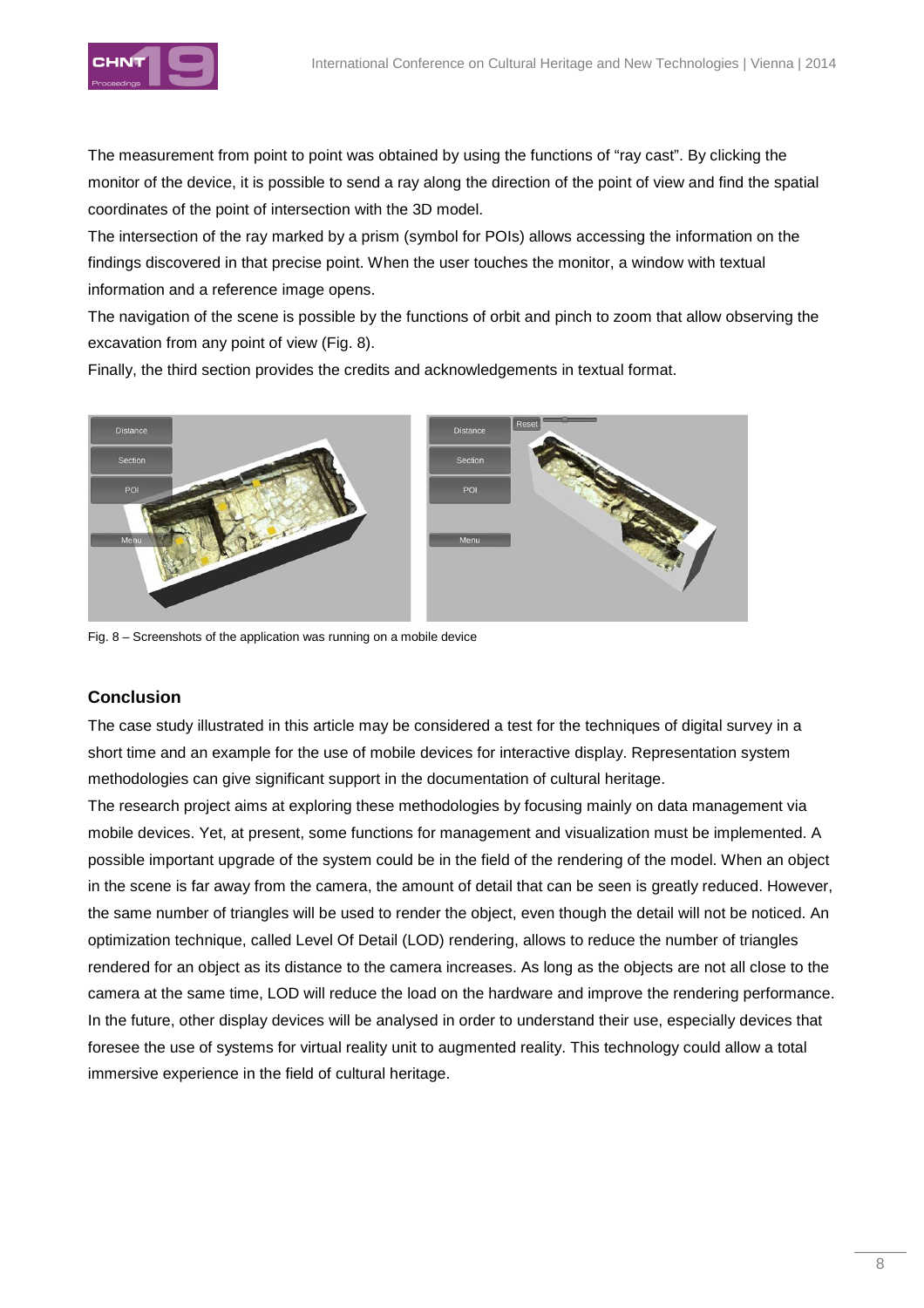The measurement from point to point was obtained by using the functions of "ray cast". By clicking the monitor of the device, it is possible to send a ray along the direction of the point of view and find the spatial coordinates of the point of intersection with the 3D model.
The intersection of the ray marked by a prism (symbol for POIs) allows accessing the information on the findings discovered in that precise point. When the user touches the monitor, a window with textual information and a reference image opens.
The navigation of the scene is possible by the functions of orbit and pinch to zoom that allow observing the excavation from any point of view (Fig. 8).
Finally, the third section provides the credits and acknowledgements in textual format.

Fig. 8 – Screenshots of the application was running on a mobile device

## Conclusion

The case study illustrated in this article may be considered a test for the techniques of digital survey in a short time and an example for the use of mobile devices for interactive display. Representation system methodologies can give significant support in the documentation of cultural heritage.
The research project aims at exploring these methodologies by focusing mainly on data management via mobile devices. Yet, at present, some functions for management and visualization must be implemented. A possible important upgrade of the system could be in the field of the rendering of the model. When an object in the scene is far away from the camera, the amount of detail that can be seen is greatly reduced. However, the same number of triangles will be used to render the object, even though the detail will not be noticed. An optimization technique, called Level Of Detail (LOD) rendering, allows to reduce the number of triangles rendered for an object as its distance to the camera increases. As long as the objects are not all close to the camera at the same time, LOD will reduce the load on the hardware and improve the rendering performance.
In the future, other display devices will be analysed in order to understand their use, especially devices that foresee the use of systems for virtual reality unit to augmented reality. This technology could allow a total immersive experience in the field of cultural heritage.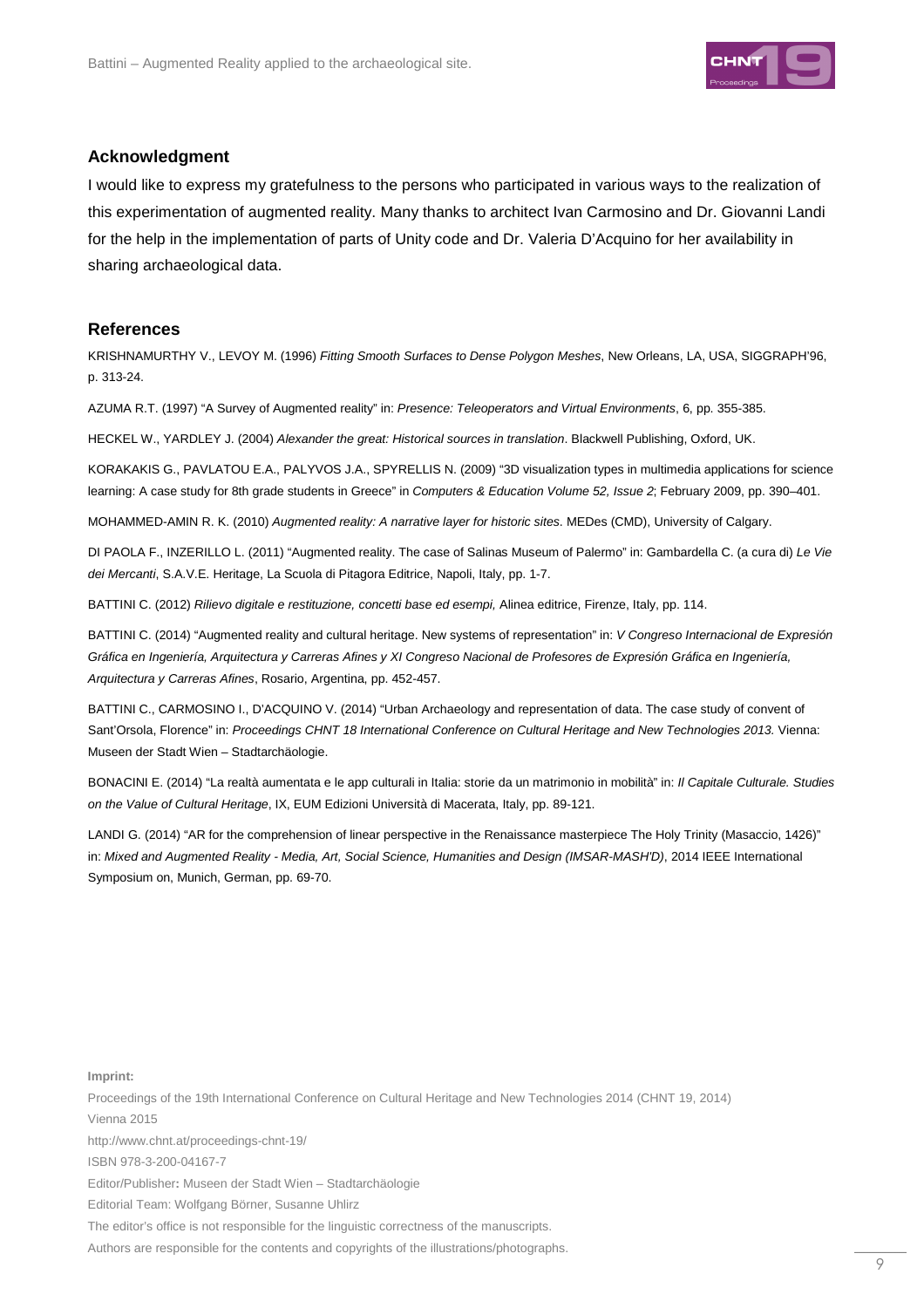## Acknowledgment

I would like to express my gratefulness to the persons who participated in various ways to the realization of this experimentation of augmented reality. Many thanks to architect Ivan Carmosino and Dr. Giovanni Landi for the help in the implementation of parts of Unity code and Dr. Valeria D'Acquino for her availability in sharing archaeological data.

## References

KRISHNAMURTHY V., LEVOY M. (1996) *Fitting Smooth Surfaces to Dense Polygon Meshes*, New Orleans, LA, USA, SIGGRAPH'96, p. 313-24.

AZUMA R.T. (1997) "A Survey of Augmented reality" in: *Presence: Teleoperators and Virtual Environments*, 6, pp. 355-385.

HECKEL W., YARDLEY J. (2004) *Alexander the great: Historical sources in translation*. Blackwell Publishing, Oxford, UK.

KORAKAKIS G., PAVLATOU E.A., PALYVOS J.A., SPYRELLIS N. (2009) "3D visualization types in multimedia applications for science learning: A case study for 8th grade students in Greece" in *Computers & Education Volume 52, Issue 2*; February 2009, pp. 390–401.

MOHAMMED-AMIN R. K. (2010) *Augmented reality: A narrative layer for historic sites*. MEDes (CMD), University of Calgary.

DI PAOLA F., INZERILLO L. (2011) "Augmented reality. The case of Salinas Museum of Palermo" in: Gambardella C. (a cura di) *Le Vie dei Mercanti*, S.A.V.E. Heritage, La Scuola di Pitagora Editrice, Napoli, Italy, pp. 1-7.

BATTINI C. (2012) *Rilievo digitale e restituzione, concetti base ed esempi,* Alinea editrice, Firenze, Italy, pp. 114.

BATTINI C. (2014) "Augmented reality and cultural heritage. New systems of representation" in: *V Congreso Internacional de Expresión Gráfica en Ingeniería, Arquitectura y Carreras Afines y XI Congreso Nacional de Profesores de Expresión Gráfica en Ingeniería, Arquitectura y Carreras Afines*, Rosario, Argentina, pp. 452-457.

BATTINI C., CARMOSINO I., D'ACQUINO V. (2014) "Urban Archaeology and representation of data. The case study of convent of Sant'Orsola, Florence" in: *Proceedings CHNT 18 International Conference on Cultural Heritage and New Technologies 2013.* Vienna: Museen der Stadt Wien – Stadtarchäologie.

BONACINI E. (2014) "La realtà aumentata e le app culturali in Italia: storie da un matrimonio in mobilità" in: *Il Capitale Culturale. Studies on the Value of Cultural Heritage*, IX, EUM Edizioni Università di Macerata, Italy, pp. 89-121.

LANDI G. (2014) "AR for the comprehension of linear perspective in the Renaissance masterpiece The Holy Trinity (Masaccio, 1426)" in: *Mixed and Augmented Reality - Media, Art, Social Science, Humanities and Design (IMSAR-MASH'D)*, 2014 IEEE International Symposium on, Munich, German, pp. 69-70.

**Imprint:**

Proceedings of the 19th International Conference on Cultural Heritage and New Technologies 2014 (CHNT 19, 2014)

Vienna 2015

http://www.chnt.at/proceedings-chnt-19/

ISBN 978-3-200-04167-7

Editor/Publisher**:** Museen der Stadt Wien – Stadtarchäologie

Editorial Team: Wolfgang Börner, Susanne Uhlirz

The editor's office is not responsible for the linguistic correctness of the manuscripts.

Authors are responsible for the contents and copyrights of the illustrations/photographs.